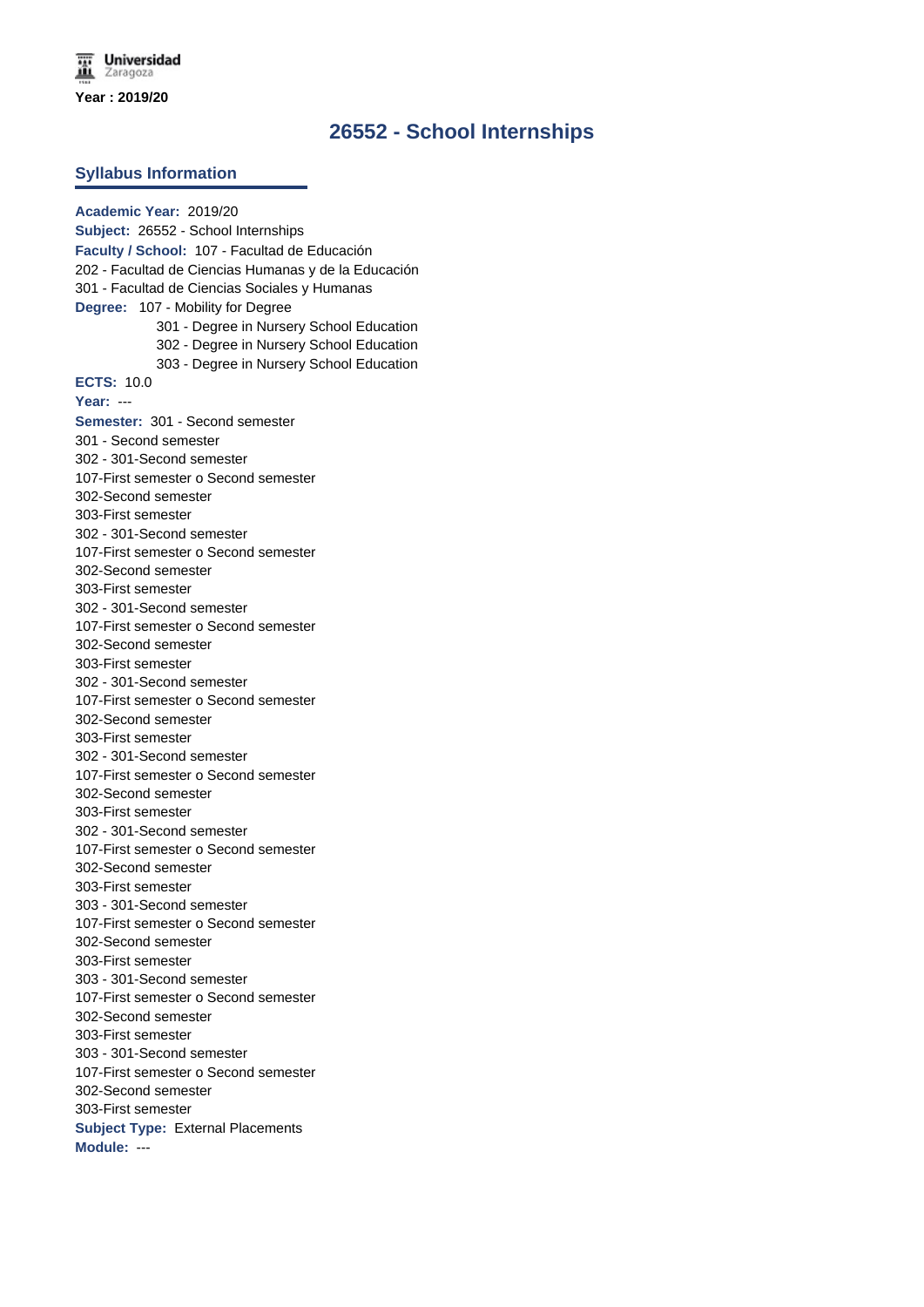Universidad Zaragoza

**Year : 2019/20**

# 26552 - School Internships

## Syllabus Information

**Academic Year:** 2019/20
**Subject:** 26552 - School Internships
**Faculty / School:** 107 - Facultad de Educación
202 - Facultad de Ciencias Humanas y de la Educación
301 - Facultad de Ciencias Sociales y Humanas
**Degree:** 107 - Mobility for Degree
301 - Degree in Nursery School Education
302 - Degree in Nursery School Education
303 - Degree in Nursery School Education
**ECTS:** 10.0
**Year:** ---
**Semester:** 301 - Second semester
301 - Second semester
302 - 301-Second semester
107-First semester o Second semester
302-Second semester
303-First semester
302 - 301-Second semester
107-First semester o Second semester
302-Second semester
303-First semester
302 - 301-Second semester
107-First semester o Second semester
302-Second semester
303-First semester
302 - 301-Second semester
107-First semester o Second semester
302-Second semester
303-First semester
302 - 301-Second semester
107-First semester o Second semester
302-Second semester
303-First semester
302 - 301-Second semester
107-First semester o Second semester
302-Second semester
303-First semester
303 - 301-Second semester
107-First semester o Second semester
302-Second semester
303-First semester
303 - 301-Second semester
107-First semester o Second semester
302-Second semester
303-First semester
303 - 301-Second semester
107-First semester o Second semester
302-Second semester
303-First semester
**Subject Type:** External Placements
**Module:** ---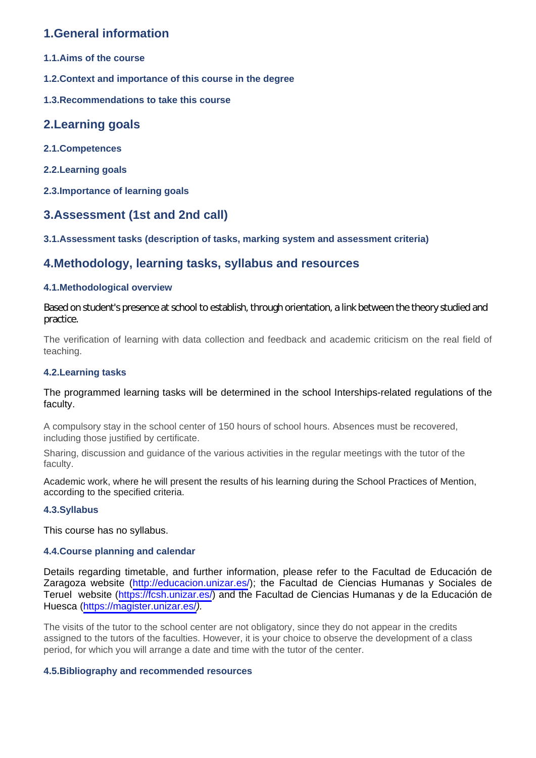# 1.General information

## 1.1.Aims of the course

## 1.2.Context and importance of this course in the degree

## 1.3.Recommendations to take this course

# 2.Learning goals

## 2.1.Competences

## 2.2.Learning goals

## 2.3.Importance of learning goals

# 3.Assessment (1st and 2nd call)

## 3.1.Assessment tasks (description of tasks, marking system and assessment criteria)

# 4.Methodology, learning tasks, syllabus and resources

## 4.1.Methodological overview

Based on student's presence at school to establish, through orientation, a link between the theory studied and practice.

The verification of learning with data collection and feedback and academic criticism on the real field of teaching.

## 4.2.Learning tasks

The programmed learning tasks will be determined in the school Interships-related regulations of the faculty.

A compulsory stay in the school center of 150 hours of school hours. Absences must be recovered, including those justified by certificate.

Sharing, discussion and guidance of the various activities in the regular meetings with the tutor of the faculty.

Academic work, where he will present the results of his learning during the School Practices of Mention, according to the specified criteria.

## 4.3.Syllabus

This course has no syllabus.

## 4.4.Course planning and calendar

Details regarding timetable, and further information, please refer to the Facultad de Educación de Zaragoza website (http://educacion.unizar.es/); the Facultad de Ciencias Humanas y Sociales de Teruel website (https://fcsh.unizar.es/) and the Facultad de Ciencias Humanas y de la Educación de Huesca (https://magister.unizar.es/).

The visits of the tutor to the school center are not obligatory, since they do not appear in the credits assigned to the tutors of the faculties. However, it is your choice to observe the development of a class period, for which you will arrange a date and time with the tutor of the center.

## 4.5.Bibliography and recommended resources